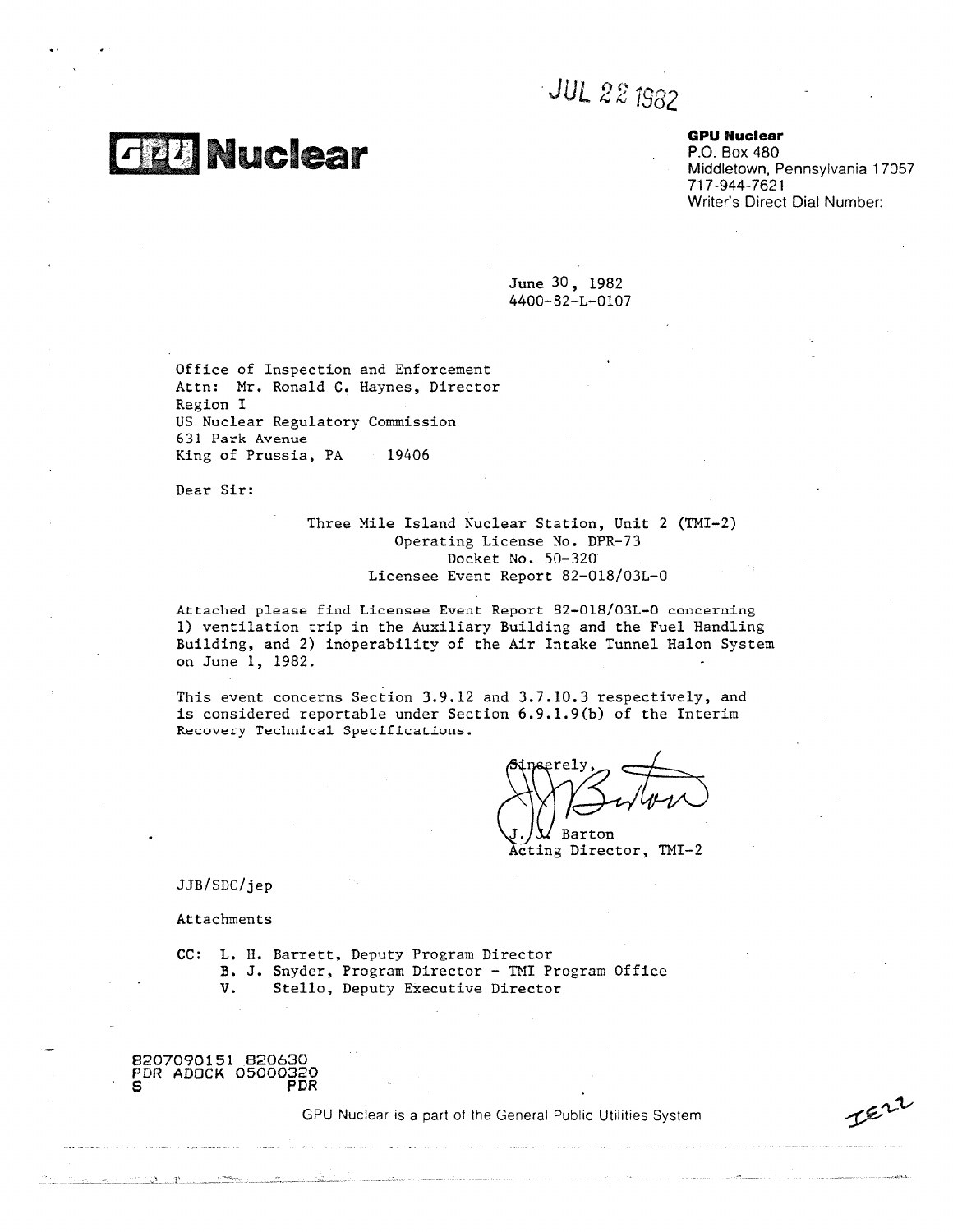JUL 22 1982

**GPU Nuclear**

**GPU Nuclear**
P.O. Box 480
Middletown, Pennsylvania 17057
717-944-7621
Writer's Direct Dial Number:

June 30, 1982
4400-82-L-0107

Office of Inspection and Enforcement
Attn: Mr. Ronald C. Haynes, Director
Region I
US Nuclear Regulatory Commission
631 Park Avenue
King of Prussia, PA 19406

Dear Sir:

Three Mile Island Nuclear Station, Unit 2 (TMI-2)
Operating License No. DPR-73
Docket No. 50-320
Licensee Event Report 82-018/03L-0

Attached please find Licensee Event Report 82-018/03L-0 concerning 1) ventilation trip in the Auxiliary Building and the Fuel Handling Building, and 2) inoperability of the Air Intake Tunnel Halon System on June 1, 1982.

This event concerns Section 3.9.12 and 3.7.10.3 respectively, and is considered reportable under Section 6.9.1.9(b) of the Interim Recovery Technical Specifications.

Sincerely,

J. J. Barton
Acting Director, TMI-2

JJB/SDC/jep

Attachments

CC: L. H. Barrett, Deputy Program Director
B. J. Snyder, Program Director - TMI Program Office
V. Stello, Deputy Executive Director

8207090151 820630
PDR ADOCK 05000320
S PDR

GPU Nuclear is a part of the General Public Utilities System

IE22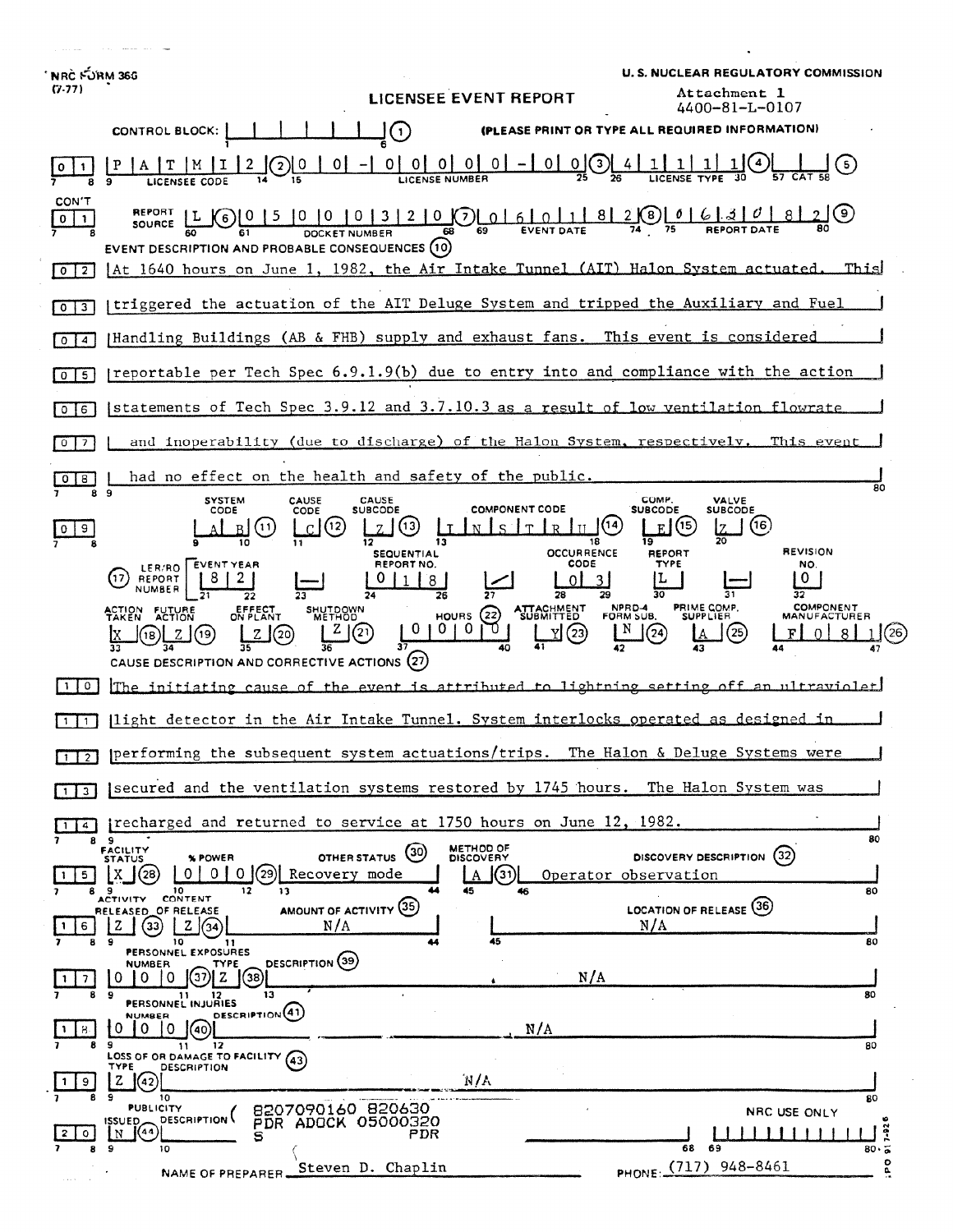NRC FORM 366 (7-77)

U. S. NUCLEAR REGULATORY COMMISSION

# LICENSEE EVENT REPORT

Attachment 1
4400-81-L-0107

CONTROL BLOCK: (1) (PLEASE PRINT OR TYPE ALL REQUIRED INFORMATION)

| Field | Value |
|---|---|
| LICENSEE CODE (2) | P A T M I 2 |
| LICENSE NUMBER (3) | 0 0 - 0 0 0 0 0 - 0 0 |
| LICENSE TYPE (4) | 4 1 1 1 1 |
| CAT (5) | |
| REPORT SOURCE (6) | L |
| DOCKET NUMBER (7) | 0 5 0 0 0 3 2 0 |
| EVENT DATE (8) | 0 6 0 1 8 2 |
| REPORT DATE (9) | 0 6 3 0 8 2 |

**EVENT DESCRIPTION AND PROBABLE CONSEQUENCES (10)**

At 1640 hours on June 1, 1982, the Air Intake Tunnel (AIT) Halon System actuated. This triggered the actuation of the AIT Deluge System and tripped the Auxiliary and Fuel Handling Buildings (AB & FHB) supply and exhaust fans. This event is considered reportable per Tech Spec 6.9.1.9(b) due to entry into and compliance with the action statements of Tech Spec 3.9.12 and 3.7.10.3 as a result of low ventilation flowrate and inoperability (due to discharge) of the Halon System, respectively. This event had no effect on the health and safety of the public.

| SYSTEM CODE (11) | CAUSE CODE (12) | CAUSE SUBCODE (13) | COMPONENT CODE (14) | COMP. SUBCODE (15) | VALVE SUBCODE (16) |
|---|---|---|---|---|---|
| A B | C | Z | I N S T R U | E | Z |

| LER/RO REPORT NUMBER (17) | EVENT YEAR | | SEQUENTIAL REPORT NO. | | OCCURRENCE CODE | REPORT TYPE | | REVISION NO. |
|---|---|---|---|---|---|---|---|---|
| | 8 2 | — | 0 1 8 | / | 0 3 | L | — | 0 |

| ACTION TAKEN (18) | FUTURE ACTION (19) | EFFECT ON PLANT (20) | SHUTDOWN METHOD (21) | HOURS (22) | ATTACHMENT SUBMITTED (23) | NPRD-4 FORM SUB. (24) | PRIME COMP. SUPPLIER (25) | COMPONENT MANUFACTURER (26) |
|---|---|---|---|---|---|---|---|---|
| X | Z | Z | Z | 0 0 0 0 | Y | N | A | F 0 8 1 |

**CAUSE DESCRIPTION AND CORRECTIVE ACTIONS (27)**

The initiating cause of the event is attributed to lightning setting off an ultraviolet light detector in the Air Intake Tunnel. System interlocks operated as designed in performing the subsequent system actuations/trips. The Halon & Deluge Systems were secured and the ventilation systems restored by 1745 hours. The Halon System was recharged and returned to service at 1750 hours on June 12, 1982.

| FACILITY STATUS (28) | % POWER (29) | OTHER STATUS (30) | METHOD OF DISCOVERY (31) | DISCOVERY DESCRIPTION (32) |
|---|---|---|---|---|
| X | 0 0 0 | Recovery mode | A | Operator observation |

| ACTIVITY RELEASED (33) | CONTENT OF RELEASE (34) | AMOUNT OF ACTIVITY (35) | LOCATION OF RELEASE (36) |
|---|---|---|---|
| Z | Z | N/A | N/A |

**PERSONNEL EXPOSURES**

| NUMBER (37) | TYPE (38) | DESCRIPTION (39) |
|---|---|---|
| 0 0 0 | Z | N/A |

**PERSONNEL INJURIES**

| NUMBER (40) | DESCRIPTION (41) |
|---|---|
| 0 0 0 | N/A |

**LOSS OF OR DAMAGE TO FACILITY (43)**

| TYPE (42) | DESCRIPTION |
|---|---|
| Z | N/A |

**PUBLICITY**

| ISSUED (44) | DESCRIPTION |
|---|---|
| N | |

8207090160 820630
PDR ADOCK 05000320
S PDR

NRC USE ONLY

NAME OF PREPARER: Steven D. Chaplin

PHONE: (717) 948-8461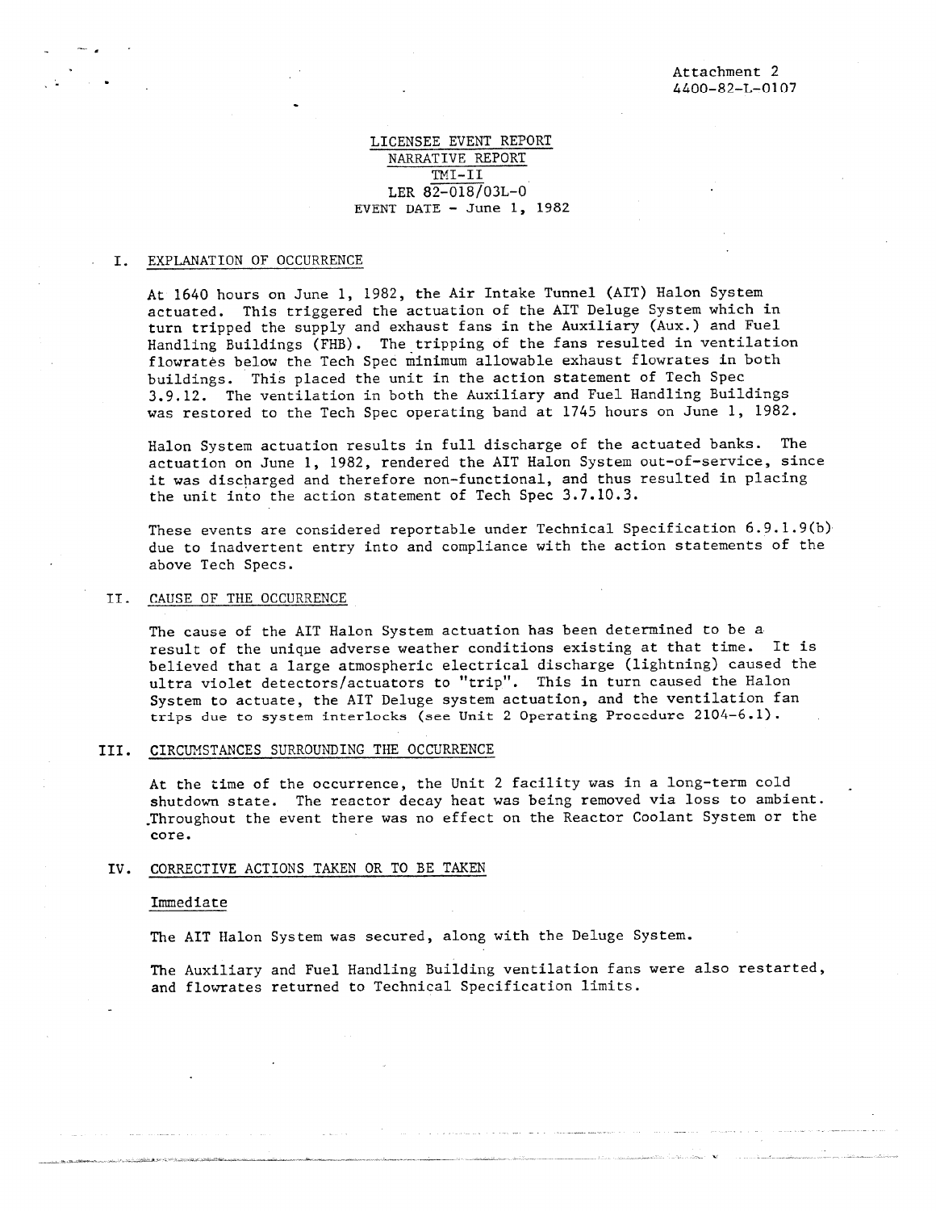Attachment 2
4400-82-L-0107

LICENSEE EVENT REPORT
NARRATIVE REPORT
TMI-II
LER 82-018/03L-0
EVENT DATE - June 1, 1982

## I. EXPLANATION OF OCCURRENCE

At 1640 hours on June 1, 1982, the Air Intake Tunnel (AIT) Halon System actuated. This triggered the actuation of the AIT Deluge System which in turn tripped the supply and exhaust fans in the Auxiliary (Aux.) and Fuel Handling Buildings (FHB). The tripping of the fans resulted in ventilation flowrates below the Tech Spec minimum allowable exhaust flowrates in both buildings. This placed the unit in the action statement of Tech Spec 3.9.12. The ventilation in both the Auxiliary and Fuel Handling Buildings was restored to the Tech Spec operating band at 1745 hours on June 1, 1982.

Halon System actuation results in full discharge of the actuated banks. The actuation on June 1, 1982, rendered the AIT Halon System out-of-service, since it was discharged and therefore non-functional, and thus resulted in placing the unit into the action statement of Tech Spec 3.7.10.3.

These events are considered reportable under Technical Specification 6.9.1.9(b) due to inadvertent entry into and compliance with the action statements of the above Tech Specs.

## II. CAUSE OF THE OCCURRENCE

The cause of the AIT Halon System actuation has been determined to be a result of the unique adverse weather conditions existing at that time. It is believed that a large atmospheric electrical discharge (lightning) caused the ultra violet detectors/actuators to "trip". This in turn caused the Halon System to actuate, the AIT Deluge system actuation, and the ventilation fan trips due to system interlocks (see Unit 2 Operating Procedure 2104-6.1).

## III. CIRCUMSTANCES SURROUNDING THE OCCURRENCE

At the time of the occurrence, the Unit 2 facility was in a long-term cold shutdown state. The reactor decay heat was being removed via loss to ambient. Throughout the event there was no effect on the Reactor Coolant System or the core.

## IV. CORRECTIVE ACTIONS TAKEN OR TO BE TAKEN

Immediate

The AIT Halon System was secured, along with the Deluge System.

The Auxiliary and Fuel Handling Building ventilation fans were also restarted, and flowrates returned to Technical Specification limits.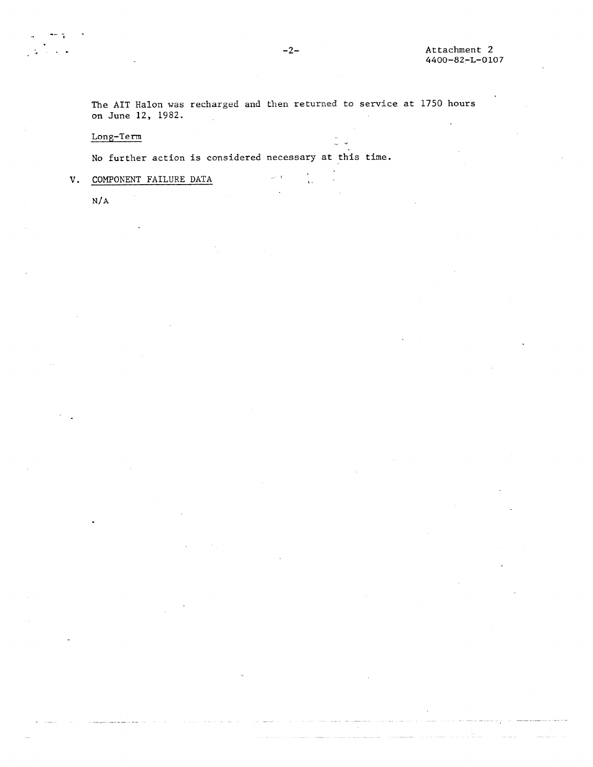The AIT Halon was recharged and then returned to service at 1750 hours on June 12, 1982.

Long-Term

No further action is considered necessary at this time.

## V. COMPONENT FAILURE DATA

N/A